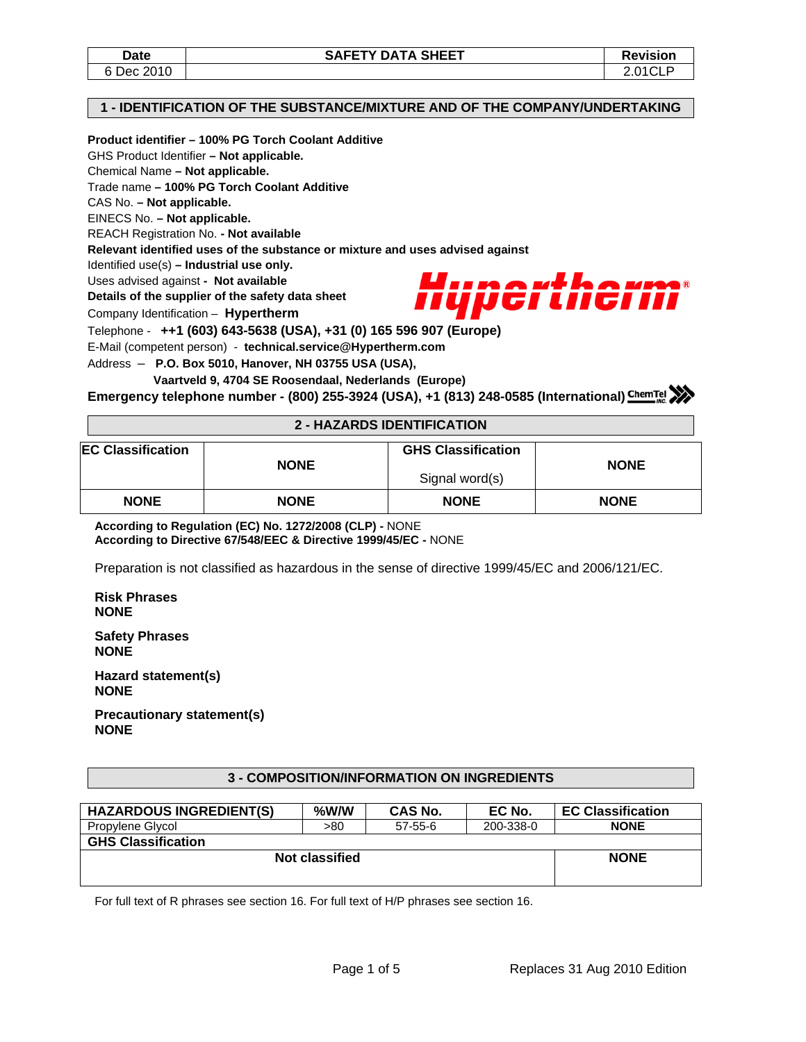| Date | SAFETY DATA SHEET | Revision |
|---|---|---|
| 6 Dec 2010 | | 2.01CLP |

## 1 - IDENTIFICATION OF THE SUBSTANCE/MIXTURE AND OF THE COMPANY/UNDERTAKING

**Product identifier – 100% PG Torch Coolant Additive**
GHS Product Identifier **– Not applicable.**
Chemical Name **– Not applicable.**
Trade name **– 100% PG Torch Coolant Additive**
CAS No. **– Not applicable.**
EINECS No. **– Not applicable.**
REACH Registration No. **- Not available**
**Relevant identified uses of the substance or mixture and uses advised against**
Identified use(s) **– Industrial use only.**
Uses advised against **- Not available**
**Details of the supplier of the safety data sheet**
Company Identification – **Hypertherm**
Telephone - **++1 (603) 643-5638 (USA), +31 (0) 165 596 907 (Europe)**
E-Mail (competent person) - **technical.service@Hypertherm.com**
Address – **P.O. Box 5010, Hanover, NH 03755 USA (USA),**
**Vaartveld 9, 4704 SE Roosendaal, Nederlands (Europe)**
**Emergency telephone number - (800) 255-3924 (USA), +1 (813) 248-0585 (International)** ChemTel Inc.

## 2 - HAZARDS IDENTIFICATION

| EC Classification | NONE | GHS Classification / Signal word(s) | NONE |
|---|---|---|---|
| NONE | NONE | NONE | NONE |

**According to Regulation (EC) No. 1272/2008 (CLP) -** NONE
**According to Directive 67/548/EEC & Directive 1999/45/EC -** NONE

Preparation is not classified as hazardous in the sense of directive 1999/45/EC and 2006/121/EC.

**Risk Phrases**
**NONE**

**Safety Phrases**
**NONE**

**Hazard statement(s)**
**NONE**

**Precautionary statement(s)**
**NONE**

## 3 - COMPOSITION/INFORMATION ON INGREDIENTS

| HAZARDOUS INGREDIENT(S) | %W/W | CAS No. | EC No. | EC Classification |
|---|---|---|---|---|
| Propylene Glycol | >80 | 57-55-6 | 200-338-0 | **NONE** |
| **GHS Classification** | | | | |
| **Not classified** | | | | **NONE** |

For full text of R phrases see section 16. For full text of H/P phrases see section 16.

Replaces 31 Aug 2010 Edition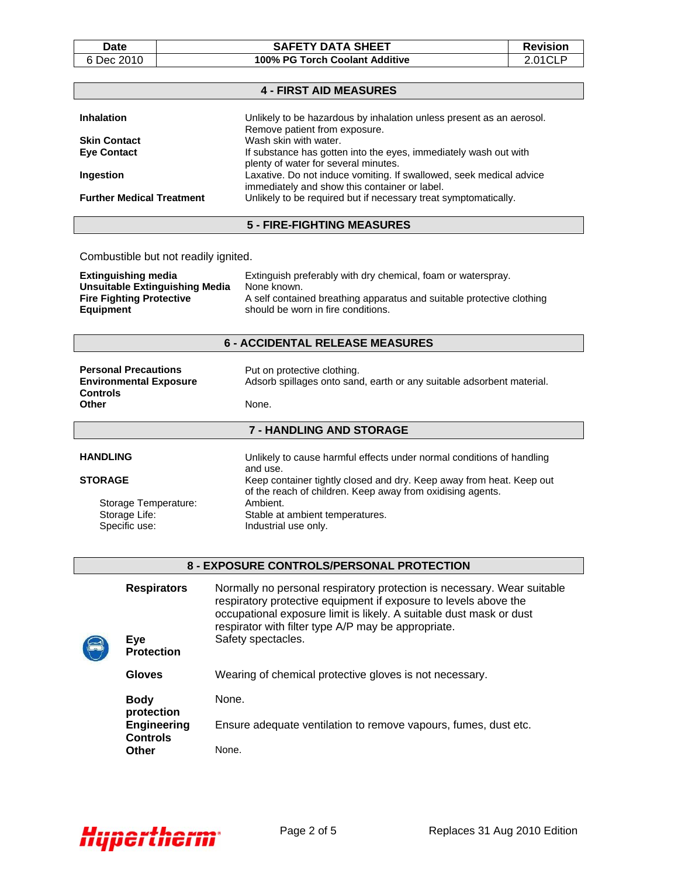| Date | SAFETY DATA SHEET | Revision |
| --- | --- | --- |
| 6 Dec 2010 | 100% PG Torch Coolant Additive | 2.01CLP |

## 4 - FIRST AID MEASURES

| | |
| --- | --- |
| **Inhalation** | Unlikely to be hazardous by inhalation unless present as an aerosol. Remove patient from exposure. |
| **Skin Contact** | Wash skin with water. |
| **Eye Contact** | If substance has gotten into the eyes, immediately wash out with plenty of water for several minutes. |
| **Ingestion** | Laxative. Do not induce vomiting. If swallowed, seek medical advice immediately and show this container or label. |
| **Further Medical Treatment** | Unlikely to be required but if necessary treat symptomatically. |

## 5 - FIRE-FIGHTING MEASURES

Combustible but not readily ignited.

| | |
| --- | --- |
| **Extinguishing media** | Extinguish preferably with dry chemical, foam or waterspray. |
| **Unsuitable Extinguishing Media** | None known. |
| **Fire Fighting Protective Equipment** | A self contained breathing apparatus and suitable protective clothing should be worn in fire conditions. |

## 6 - ACCIDENTAL RELEASE MEASURES

| | |
| --- | --- |
| **Personal Precautions** | Put on protective clothing. |
| **Environmental Exposure Controls** | Adsorb spillages onto sand, earth or any suitable adsorbent material. |
| **Other** | None. |

## 7 - HANDLING AND STORAGE

| | |
| --- | --- |
| **HANDLING** | Unlikely to cause harmful effects under normal conditions of handling and use. |
| **STORAGE** | Keep container tightly closed and dry. Keep away from heat. Keep out of the reach of children. Keep away from oxidising agents. |
| Storage Temperature: | Ambient. |
| Storage Life: | Stable at ambient temperatures. |
| Specific use: | Industrial use only. |

## 8 - EXPOSURE CONTROLS/PERSONAL PROTECTION

| | |
| --- | --- |
| **Respirators** | Normally no personal respiratory protection is necessary. Wear suitable respiratory protective equipment if exposure to levels above the occupational exposure limit is likely. A suitable dust mask or dust respirator with filter type A/P may be appropriate. |
| **Eye Protection** | Safety spectacles. |
| **Gloves** | Wearing of chemical protective gloves is not necessary. |
| **Body protection** | None. |
| **Engineering Controls** | Ensure adequate ventilation to remove vapours, fumes, dust etc. |
| **Other** | None. |

Replaces 31 Aug 2010 Edition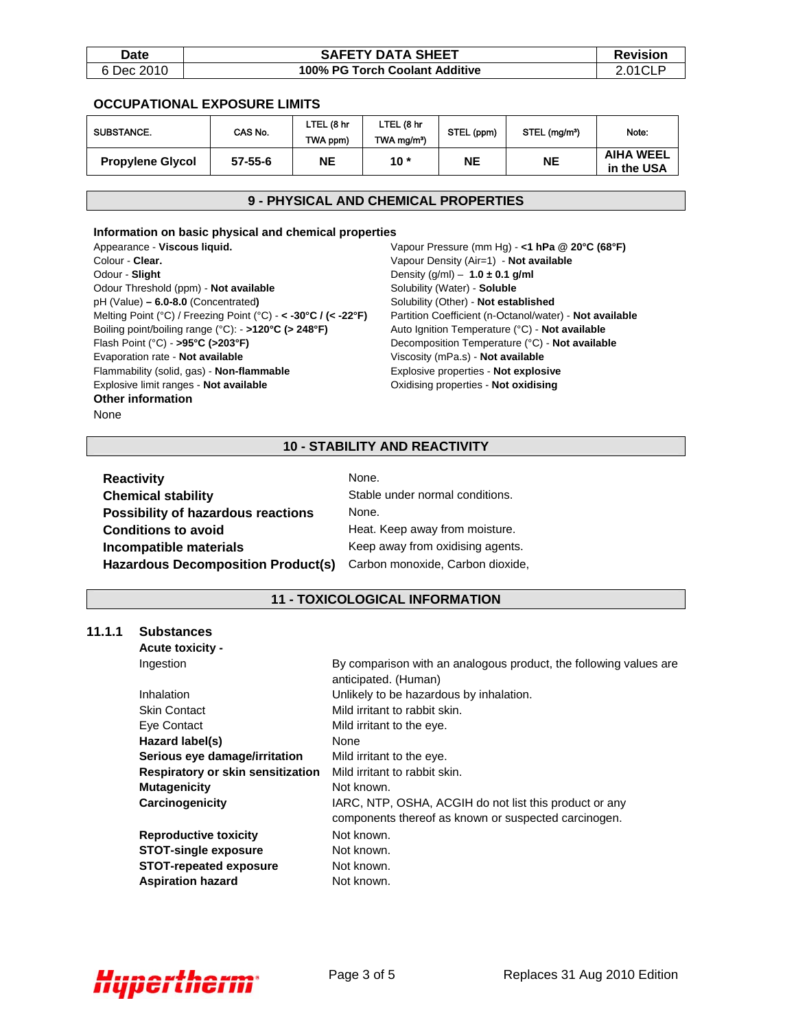| Date | SAFETY DATA SHEET | Revision |
|---|---|---|
| 6 Dec 2010 | **100% PG Torch Coolant Additive** | 2.01CLP |

### OCCUPATIONAL EXPOSURE LIMITS

| SUBSTANCE. | CAS No. | LTEL (8 hr TWA ppm) | LTEL (8 hr TWA mg/m³) | STEL (ppm) | STEL (mg/m³) | Note: |
|---|---|---|---|---|---|---|
| **Propylene Glycol** | **57-55-6** | **NE** | **10 *** | **NE** | **NE** | **AIHA WEEL in the USA** |

## 9 - PHYSICAL AND CHEMICAL PROPERTIES

### Information on basic physical and chemical properties

Appearance - **Viscous liquid.**
Colour - **Clear.**
Odour - **Slight**
Odour Threshold (ppm) - **Not available**
pH (Value) **– 6.0-8.0** (Concentrated**)**
Melting Point (°C) / Freezing Point (°C) - **< -30°C / (< -22°F)**
Boiling point/boiling range (°C): - **>120°C (> 248°F)**
Flash Point (°C) - **>95°C (>203°F)**
Evaporation rate - **Not available**
Flammability (solid, gas) - **Non-flammable**
Explosive limit ranges - **Not available**

Vapour Pressure (mm Hg) - **<1 hPa @ 20°C (68°F)**
Vapour Density (Air=1) - **Not available**
Density (g/ml) – **1.0 ± 0.1 g/ml**
Solubility (Water) - **Soluble**
Solubility (Other) - **Not established**
Partition Coefficient (n-Octanol/water) - **Not available**
Auto Ignition Temperature (°C) - **Not available**
Decomposition Temperature (°C) - **Not available**
Viscosity (mPa.s) - **Not available**
Explosive properties - **Not explosive**
Oxidising properties - **Not oxidising**

### Other information

None

## 10 - STABILITY AND REACTIVITY

| | |
|---|---|
| **Reactivity** | None. |
| **Chemical stability** | Stable under normal conditions. |
| **Possibility of hazardous reactions** | None. |
| **Conditions to avoid** | Heat. Keep away from moisture. |
| **Incompatible materials** | Keep away from oxidising agents. |
| **Hazardous Decomposition Product(s)** | Carbon monoxide, Carbon dioxide, |

## 11 - TOXICOLOGICAL INFORMATION

### 11.1.1 Substances

**Acute toxicity -**

| | |
|---|---|
| Ingestion | By comparison with an analogous product, the following values are anticipated. (Human) |
| Inhalation | Unlikely to be hazardous by inhalation. |
| Skin Contact | Mild irritant to rabbit skin. |
| Eye Contact | Mild irritant to the eye. |
| **Hazard label(s)** | None |
| **Serious eye damage/irritation** | Mild irritant to the eye. |
| **Respiratory or skin sensitization** | Mild irritant to rabbit skin. |
| **Mutagenicity** | Not known. |
| **Carcinogenicity** | IARC, NTP, OSHA, ACGIH do not list this product or any components thereof as known or suspected carcinogen. |
| **Reproductive toxicity** | Not known. |
| **STOT-single exposure** | Not known. |
| **STOT-repeated exposure** | Not known. |
| **Aspiration hazard** | Not known. |

Replaces 31 Aug 2010 Edition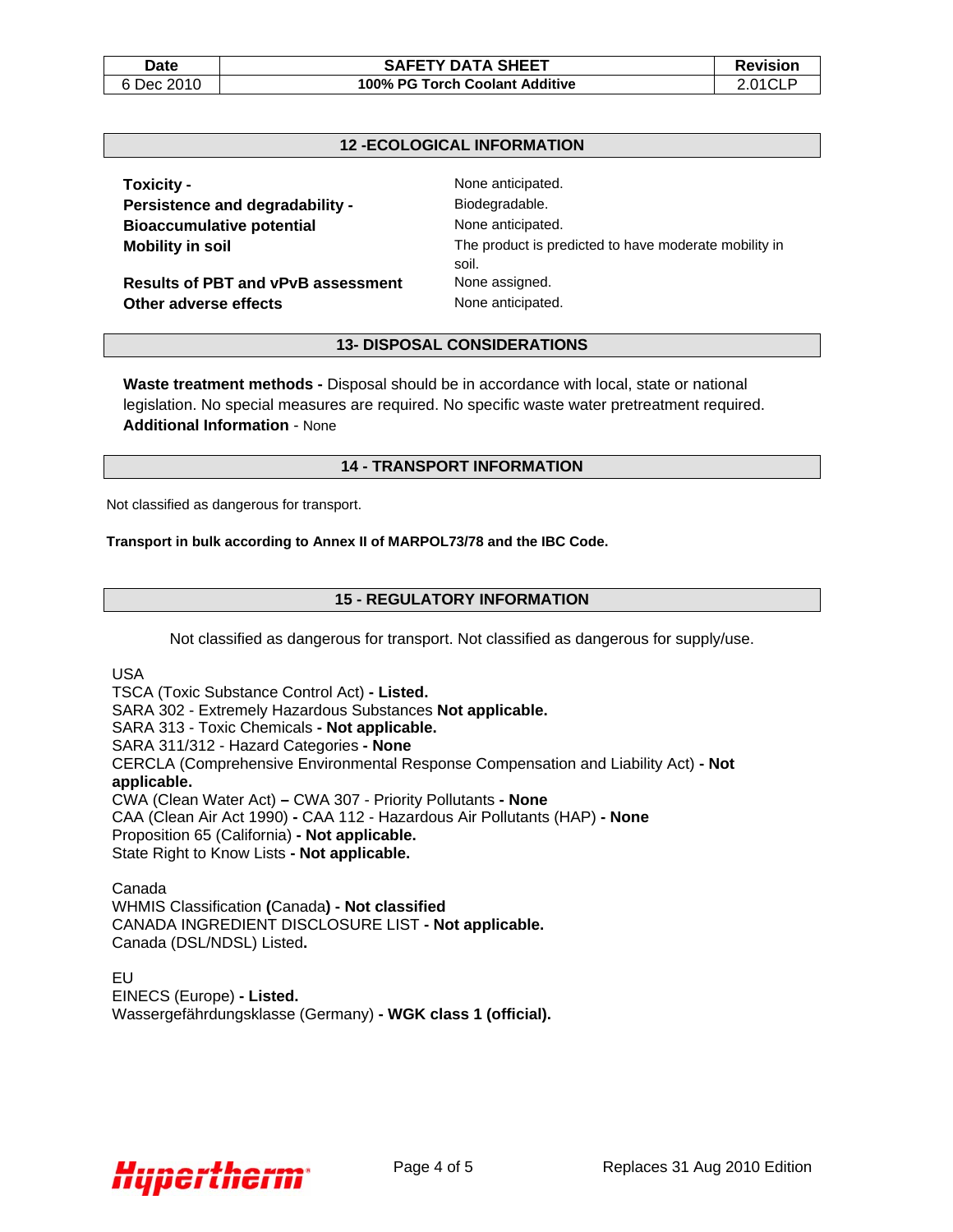## 12 -ECOLOGICAL INFORMATION

| | |
|---|---|
| **Toxicity -** | None anticipated. |
| **Persistence and degradability -** | Biodegradable. |
| **Bioaccumulative potential** | None anticipated. |
| **Mobility in soil** | The product is predicted to have moderate mobility in soil. |
| **Results of PBT and vPvB assessment** | None assigned. |
| **Other adverse effects** | None anticipated. |

## 13- DISPOSAL CONSIDERATIONS

**Waste treatment methods -** Disposal should be in accordance with local, state or national legislation. No special measures are required. No specific waste water pretreatment required.
**Additional Information** - None

## 14 - TRANSPORT INFORMATION

Not classified as dangerous for transport.

**Transport in bulk according to Annex II of MARPOL73/78 and the IBC Code.**

## 15 - REGULATORY INFORMATION

Not classified as dangerous for transport. Not classified as dangerous for supply/use.

USA
TSCA (Toxic Substance Control Act) **- Listed.**
SARA 302 - Extremely Hazardous Substances **Not applicable.**
SARA 313 - Toxic Chemicals **- Not applicable.**
SARA 311/312 - Hazard Categories **- None**
CERCLA (Comprehensive Environmental Response Compensation and Liability Act) **- Not applicable.**
CWA (Clean Water Act) **–** CWA 307 - Priority Pollutants **- None**
CAA (Clean Air Act 1990) **-** CAA 112 - Hazardous Air Pollutants (HAP) **- None**
Proposition 65 (California) **- Not applicable.**
State Right to Know Lists **- Not applicable.**

Canada
WHMIS Classification **(**Canada**) - Not classified**
CANADA INGREDIENT DISCLOSURE LIST **- Not applicable.**
Canada (DSL/NDSL) Listed**.**

EU
EINECS (Europe) **- Listed.**
Wassergefährdungsklasse (Germany) **- WGK class 1 (official).**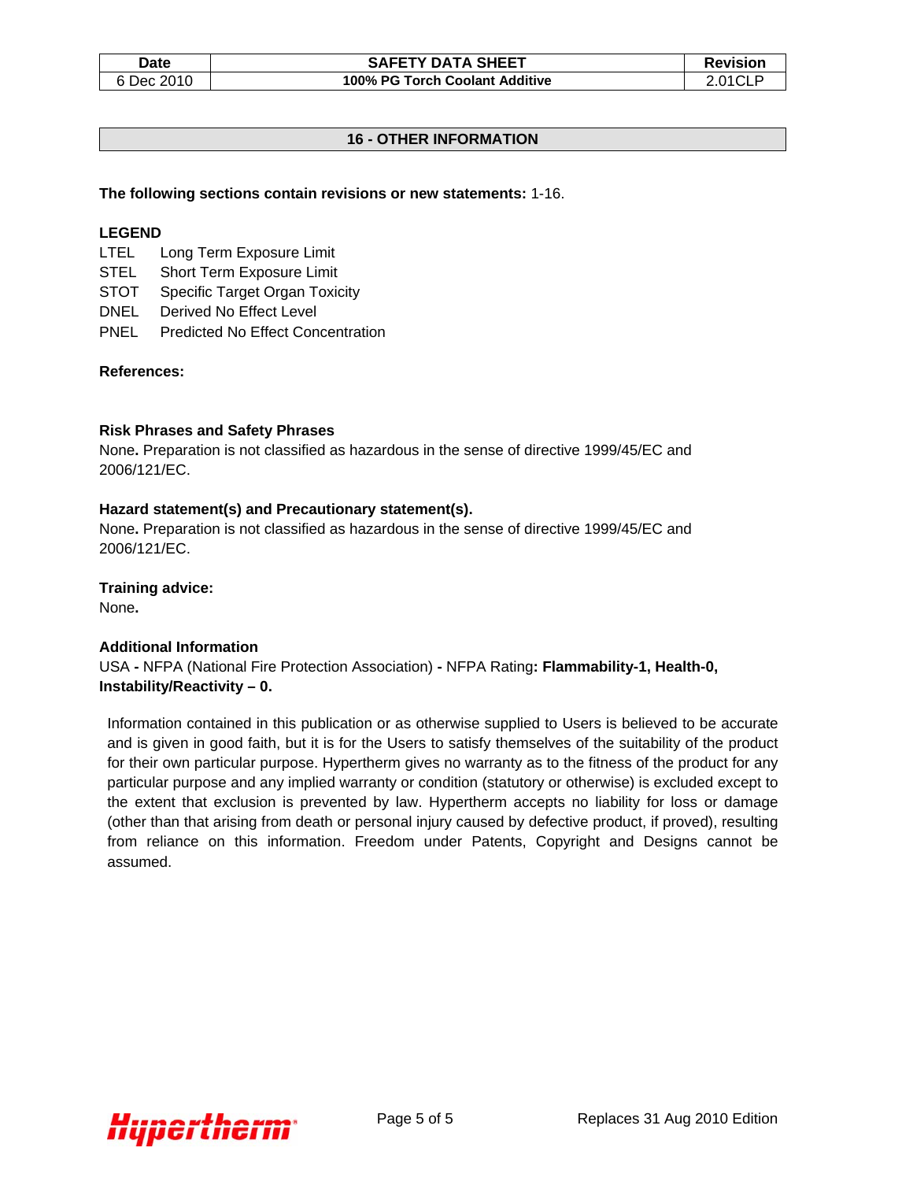## 16 - OTHER INFORMATION

**The following sections contain revisions or new statements:** 1-16.

**LEGEND**

LTEL Long Term Exposure Limit
STEL Short Term Exposure Limit
STOT Specific Target Organ Toxicity
DNEL Derived No Effect Level
PNEL Predicted No Effect Concentration

**References:**

**Risk Phrases and Safety Phrases**

None**.** Preparation is not classified as hazardous in the sense of directive 1999/45/EC and 2006/121/EC.

**Hazard statement(s) and Precautionary statement(s).**

None**.** Preparation is not classified as hazardous in the sense of directive 1999/45/EC and 2006/121/EC.

**Training advice:**

None**.**

**Additional Information**

USA **-** NFPA (National Fire Protection Association) **-** NFPA Rating**: Flammability-1, Health-0, Instability/Reactivity – 0.**

Information contained in this publication or as otherwise supplied to Users is believed to be accurate and is given in good faith, but it is for the Users to satisfy themselves of the suitability of the product for their own particular purpose. Hypertherm gives no warranty as to the fitness of the product for any particular purpose and any implied warranty or condition (statutory or otherwise) is excluded except to the extent that exclusion is prevented by law. Hypertherm accepts no liability for loss or damage (other than that arising from death or personal injury caused by defective product, if proved), resulting from reliance on this information. Freedom under Patents, Copyright and Designs cannot be assumed.